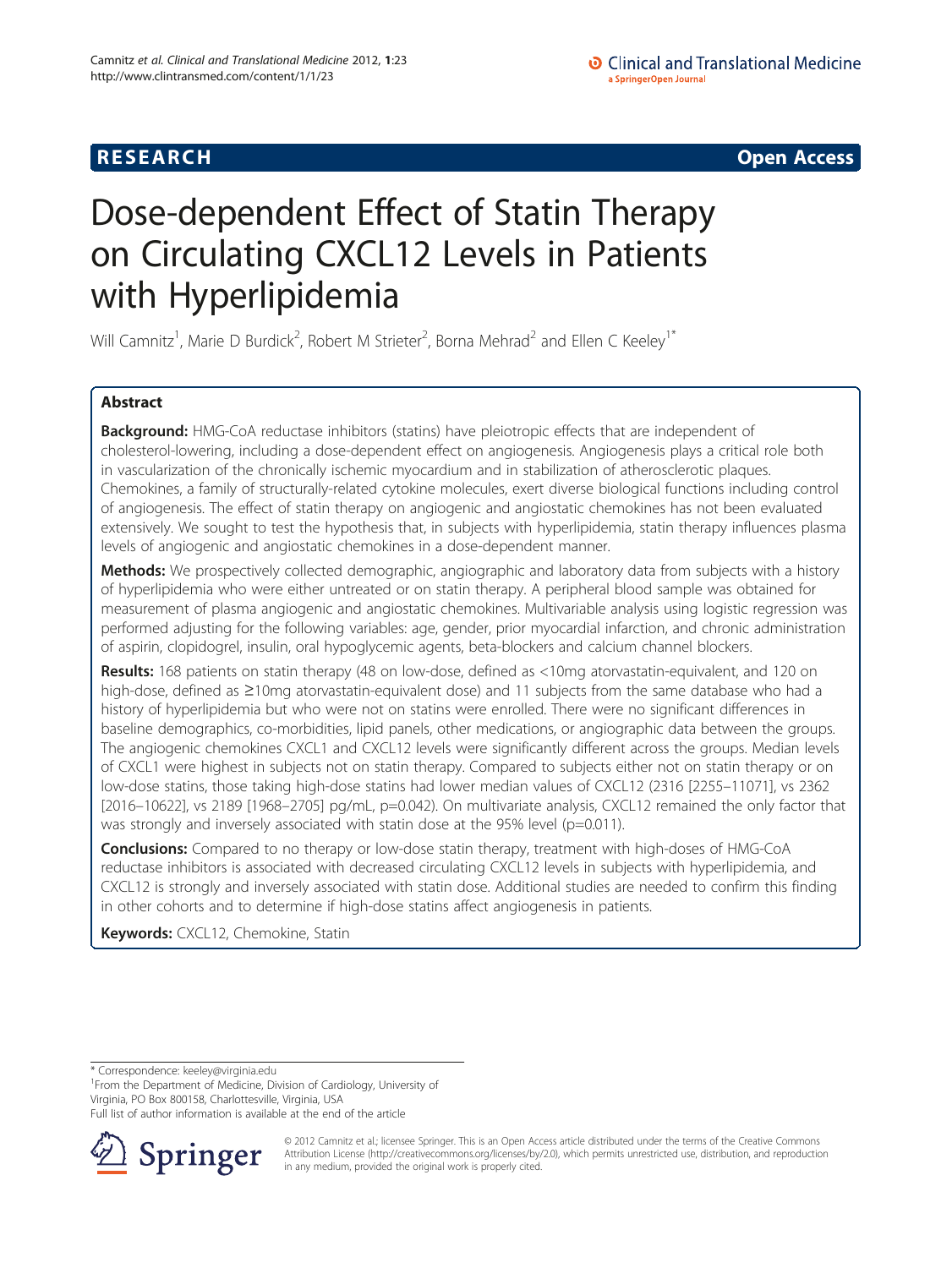RESEARCH Open Access

# Dose-dependent Effect of Statin Therapy on Circulating CXCL12 Levels in Patients with Hyperlipidemia

Will Camnitz[1], Marie D Burdick[2], Robert M Strieter[2], Borna Mehrad[2] and Ellen C Keeley[1*]

## Abstract

**Background:** HMG-CoA reductase inhibitors (statins) have pleiotropic effects that are independent of cholesterol-lowering, including a dose-dependent effect on angiogenesis. Angiogenesis plays a critical role both in vascularization of the chronically ischemic myocardium and in stabilization of atherosclerotic plaques. Chemokines, a family of structurally-related cytokine molecules, exert diverse biological functions including control of angiogenesis. The effect of statin therapy on angiogenic and angiostatic chemokines has not been evaluated extensively. We sought to test the hypothesis that, in subjects with hyperlipidemia, statin therapy influences plasma levels of angiogenic and angiostatic chemokines in a dose-dependent manner.

**Methods:** We prospectively collected demographic, angiographic and laboratory data from subjects with a history of hyperlipidemia who were either untreated or on statin therapy. A peripheral blood sample was obtained for measurement of plasma angiogenic and angiostatic chemokines. Multivariable analysis using logistic regression was performed adjusting for the following variables: age, gender, prior myocardial infarction, and chronic administration of aspirin, clopidogrel, insulin, oral hypoglycemic agents, beta-blockers and calcium channel blockers.

**Results:** 168 patients on statin therapy (48 on low-dose, defined as <10mg atorvastatin-equivalent, and 120 on high-dose, defined as ≥10mg atorvastatin-equivalent dose) and 11 subjects from the same database who had a history of hyperlipidemia but who were not on statins were enrolled. There were no significant differences in baseline demographics, co-morbidities, lipid panels, other medications, or angiographic data between the groups. The angiogenic chemokines CXCL1 and CXCL12 levels were significantly different across the groups. Median levels of CXCL1 were highest in subjects not on statin therapy. Compared to subjects either not on statin therapy or on low-dose statins, those taking high-dose statins had lower median values of CXCL12 (2316 [2255–11071], vs 2362 [2016–10622], vs 2189 [1968–2705] pg/mL, p=0.042). On multivariate analysis, CXCL12 remained the only factor that was strongly and inversely associated with statin dose at the 95% level (p=0.011).

**Conclusions:** Compared to no therapy or low-dose statin therapy, treatment with high-doses of HMG-CoA reductase inhibitors is associated with decreased circulating CXCL12 levels in subjects with hyperlipidemia, and CXCL12 is strongly and inversely associated with statin dose. Additional studies are needed to confirm this finding in other cohorts and to determine if high-dose statins affect angiogenesis in patients.

**Keywords:** CXCL12, Chemokine, Statin

* Correspondence: keeley@virginia.edu
[1]From the Department of Medicine, Division of Cardiology, University of Virginia, PO Box 800158, Charlottesville, Virginia, USA
Full list of author information is available at the end of the article

© 2012 Camnitz et al.; licensee Springer. This is an Open Access article distributed under the terms of the Creative Commons Attribution License (http://creativecommons.org/licenses/by/2.0), which permits unrestricted use, distribution, and reproduction in any medium, provided the original work is properly cited.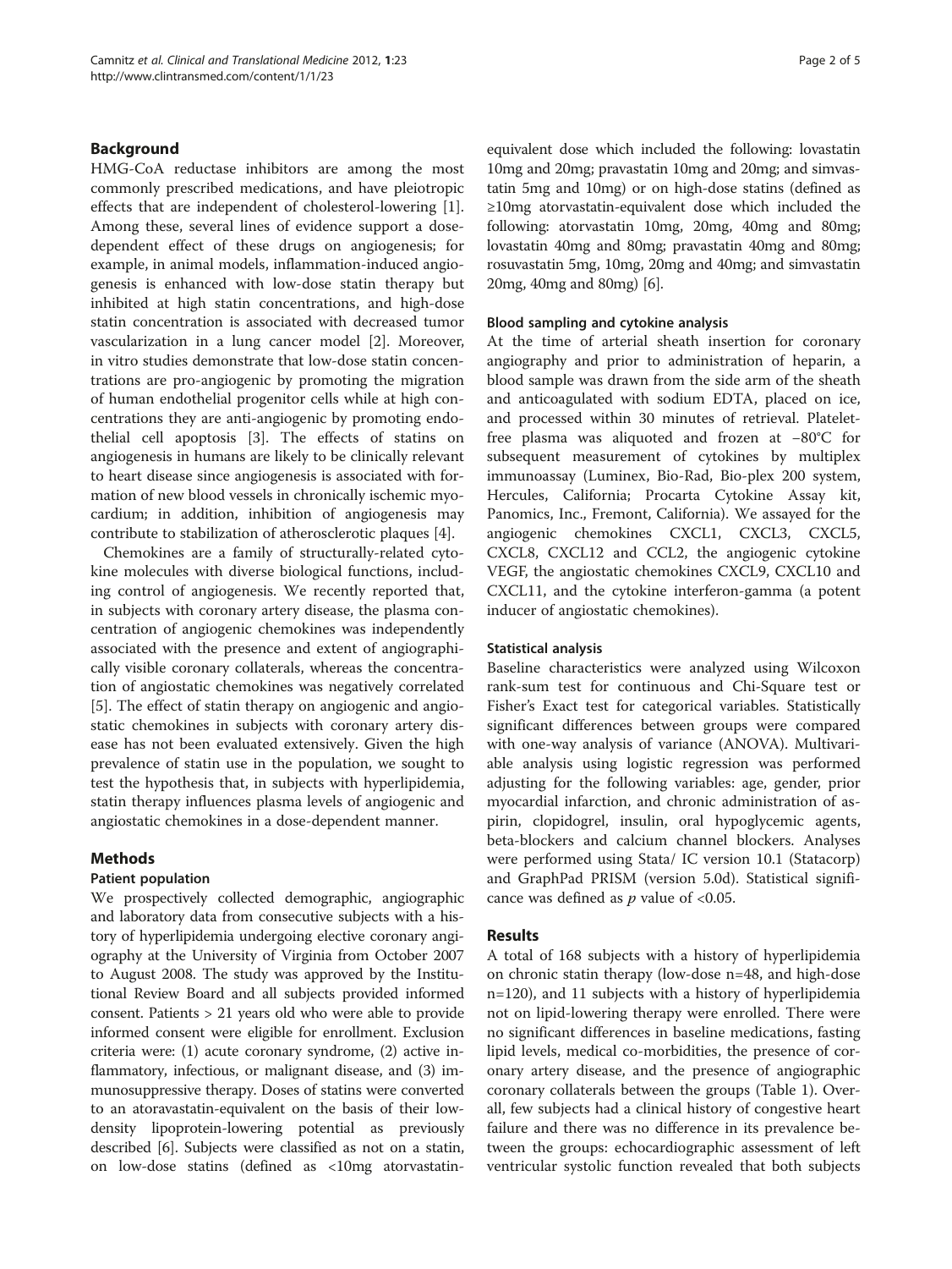## Background

HMG-CoA reductase inhibitors are among the most commonly prescribed medications, and have pleiotropic effects that are independent of cholesterol-lowering [1]. Among these, several lines of evidence support a dose-dependent effect of these drugs on angiogenesis; for example, in animal models, inflammation-induced angiogenesis is enhanced with low-dose statin therapy but inhibited at high statin concentrations, and high-dose statin concentration is associated with decreased tumor vascularization in a lung cancer model [2]. Moreover, in vitro studies demonstrate that low-dose statin concentrations are pro-angiogenic by promoting the migration of human endothelial progenitor cells while at high concentrations they are anti-angiogenic by promoting endothelial cell apoptosis [3]. The effects of statins on angiogenesis in humans are likely to be clinically relevant to heart disease since angiogenesis is associated with formation of new blood vessels in chronically ischemic myocardium; in addition, inhibition of angiogenesis may contribute to stabilization of atherosclerotic plaques [4].

Chemokines are a family of structurally-related cytokine molecules with diverse biological functions, including control of angiogenesis. We recently reported that, in subjects with coronary artery disease, the plasma concentration of angiogenic chemokines was independently associated with the presence and extent of angiographically visible coronary collaterals, whereas the concentration of angiostatic chemokines was negatively correlated [5]. The effect of statin therapy on angiogenic and angiostatic chemokines in subjects with coronary artery disease has not been evaluated extensively. Given the high prevalence of statin use in the population, we sought to test the hypothesis that, in subjects with hyperlipidemia, statin therapy influences plasma levels of angiogenic and angiostatic chemokines in a dose-dependent manner.

## Methods

### Patient population

We prospectively collected demographic, angiographic and laboratory data from consecutive subjects with a history of hyperlipidemia undergoing elective coronary angiography at the University of Virginia from October 2007 to August 2008. The study was approved by the Institutional Review Board and all subjects provided informed consent. Patients > 21 years old who were able to provide informed consent were eligible for enrollment. Exclusion criteria were: (1) acute coronary syndrome, (2) active inflammatory, infectious, or malignant disease, and (3) immunosuppressive therapy. Doses of statins were converted to an atoravastatin-equivalent on the basis of their low-density lipoprotein-lowering potential as previously described [6]. Subjects were classified as not on a statin, on low-dose statins (defined as <10mg atorvastatin-equivalent dose which included the following: lovastatin 10mg and 20mg; pravastatin 10mg and 20mg; and simvastatin 5mg and 10mg) or on high-dose statins (defined as ≥10mg atorvastatin-equivalent dose which included the following: atorvastatin 10mg, 20mg, 40mg and 80mg; lovastatin 40mg and 80mg; pravastatin 40mg and 80mg; rosuvastatin 5mg, 10mg, 20mg and 40mg; and simvastatin 20mg, 40mg and 80mg) [6].

### Blood sampling and cytokine analysis

At the time of arterial sheath insertion for coronary angiography and prior to administration of heparin, a blood sample was drawn from the side arm of the sheath and anticoagulated with sodium EDTA, placed on ice, and processed within 30 minutes of retrieval. Platelet-free plasma was aliquoted and frozen at −80°C for subsequent measurement of cytokines by multiplex immunoassay (Luminex, Bio-Rad, Bio-plex 200 system, Hercules, California; Procarta Cytokine Assay kit, Panomics, Inc., Fremont, California). We assayed for the angiogenic chemokines CXCL1, CXCL3, CXCL5, CXCL8, CXCL12 and CCL2, the angiogenic cytokine VEGF, the angiostatic chemokines CXCL9, CXCL10 and CXCL11, and the cytokine interferon-gamma (a potent inducer of angiostatic chemokines).

### Statistical analysis

Baseline characteristics were analyzed using Wilcoxon rank-sum test for continuous and Chi-Square test or Fisher's Exact test for categorical variables. Statistically significant differences between groups were compared with one-way analysis of variance (ANOVA). Multivariable analysis using logistic regression was performed adjusting for the following variables: age, gender, prior myocardial infarction, and chronic administration of aspirin, clopidogrel, insulin, oral hypoglycemic agents, beta-blockers and calcium channel blockers. Analyses were performed using Stata/ IC version 10.1 (Statacorp) and GraphPad PRISM (version 5.0d). Statistical significance was defined as *p* value of <0.05.

## Results

A total of 168 subjects with a history of hyperlipidemia on chronic statin therapy (low-dose n=48, and high-dose n=120), and 11 subjects with a history of hyperlipidemia not on lipid-lowering therapy were enrolled. There were no significant differences in baseline medications, fasting lipid levels, medical co-morbidities, the presence of coronary artery disease, and the presence of angiographic coronary collaterals between the groups (Table 1). Overall, few subjects had a clinical history of congestive heart failure and there was no difference in its prevalence between the groups: echocardiographic assessment of left ventricular systolic function revealed that both subjects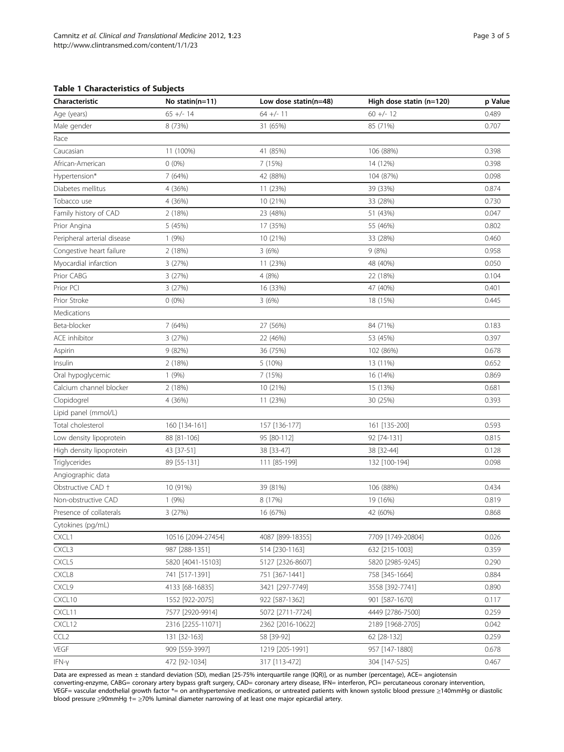**Table 1 Characteristics of Subjects**

| Characteristic | No statin(n=11) | Low dose statin(n=48) | High dose statin (n=120) | p Value |
|---|---|---|---|---|
| Age (years) | 65 +/- 14 | 64 +/- 11 | 60 +/- 12 | 0.489 |
| Male gender | 8 (73%) | 31 (65%) | 85 (71%) | 0.707 |
| Race | | | | |
| Caucasian | 11 (100%) | 41 (85%) | 106 (88%) | 0.398 |
| African-American | 0 (0%) | 7 (15%) | 14 (12%) | 0.398 |
| Hypertension* | 7 (64%) | 42 (88%) | 104 (87%) | 0.098 |
| Diabetes mellitus | 4 (36%) | 11 (23%) | 39 (33%) | 0.874 |
| Tobacco use | 4 (36%) | 10 (21%) | 33 (28%) | 0.730 |
| Family history of CAD | 2 (18%) | 23 (48%) | 51 (43%) | 0.047 |
| Prior Angina | 5 (45%) | 17 (35%) | 55 (46%) | 0.802 |
| Peripheral arterial disease | 1 (9%) | 10 (21%) | 33 (28%) | 0.460 |
| Congestive heart failure | 2 (18%) | 3 (6%) | 9 (8%) | 0.958 |
| Myocardial infarction | 3 (27%) | 11 (23%) | 48 (40%) | 0.050 |
| Prior CABG | 3 (27%) | 4 (8%) | 22 (18%) | 0.104 |
| Prior PCI | 3 (27%) | 16 (33%) | 47 (40%) | 0.401 |
| Prior Stroke | 0 (0%) | 3 (6%) | 18 (15%) | 0.445 |
| Medications | | | | |
| Beta-blocker | 7 (64%) | 27 (56%) | 84 (71%) | 0.183 |
| ACE inhibitor | 3 (27%) | 22 (46%) | 53 (45%) | 0.397 |
| Aspirin | 9 (82%) | 36 (75%) | 102 (86%) | 0.678 |
| Insulin | 2 (18%) | 5 (10%) | 13 (11%) | 0.652 |
| Oral hypoglycemic | 1 (9%) | 7 (15%) | 16 (14%) | 0.869 |
| Calcium channel blocker | 2 (18%) | 10 (21%) | 15 (13%) | 0.681 |
| Clopidogrel | 4 (36%) | 11 (23%) | 30 (25%) | 0.393 |
| Lipid panel (mmol/L) | | | | |
| Total cholesterol | 160 [134-161] | 157 [136-177] | 161 [135-200] | 0.593 |
| Low density lipoprotein | 88 [81-106] | 95 [80-112] | 92 [74-131] | 0.815 |
| High density lipoprotein | 43 [37-51] | 38 [33-47] | 38 [32-44] | 0.128 |
| Triglycerides | 89 [55-131] | 111 [85-199] | 132 [100-194] | 0.098 |
| Angiographic data | | | | |
| Obstructive CAD † | 10 (91%) | 39 (81%) | 106 (88%) | 0.434 |
| Non-obstructive CAD | 1 (9%) | 8 (17%) | 19 (16%) | 0.819 |
| Presence of collaterals | 3 (27%) | 16 (67%) | 42 (60%) | 0.868 |
| Cytokines (pg/mL) | | | | |
| CXCL1 | 10516 [2094-27454] | 4087 [899-18355] | 7709 [1749-20804] | 0.026 |
| CXCL3 | 987 [288-1351] | 514 [230-1163] | 632 [215-1003] | 0.359 |
| CXCL5 | 5820 [4041-15103] | 5127 [2326-8607] | 5820 [2985-9245] | 0.290 |
| CXCL8 | 741 [517-1391] | 751 [367-1441] | 758 [345-1664] | 0.884 |
| CXCL9 | 4133 [68-16835] | 3421 [297-7749] | 3558 [392-7741] | 0.890 |
| CXCL10 | 1552 [922-2075] | 922 [587-1362] | 901 [587-1670] | 0.117 |
| CXCL11 | 7577 [2920-9914] | 5072 [2711-7724] | 4449 [2786-7500] | 0.259 |
| CXCL12 | 2316 [2255-11071] | 2362 [2016-10622] | 2189 [1968-2705] | 0.042 |
| CCL2 | 131 [32-163] | 58 [39-92] | 62 [28-132] | 0.259 |
| VEGF | 909 [559-3997] | 1219 [205-1991] | 957 [147-1880] | 0.678 |
| IFN-γ | 472 [92-1034] | 317 [113-472] | 304 [147-525] | 0.467 |

Data are expressed as mean ± standard deviation (SD), median [25-75% interquartile range (IQR)], or as number (percentage), ACE= angiotensin converting-enzyme, CABG= coronary artery bypass graft surgery, CAD= coronary artery disease, IFN= interferon, PCI= percutaneous coronary intervention, VEGF= vascular endothelial growth factor *= on antihypertensive medications, or untreated patients with known systolic blood pressure ≥140mmHg or diastolic blood pressure ≥90mmHg †= ≥70% luminal diameter narrowing of at least one major epicardial artery.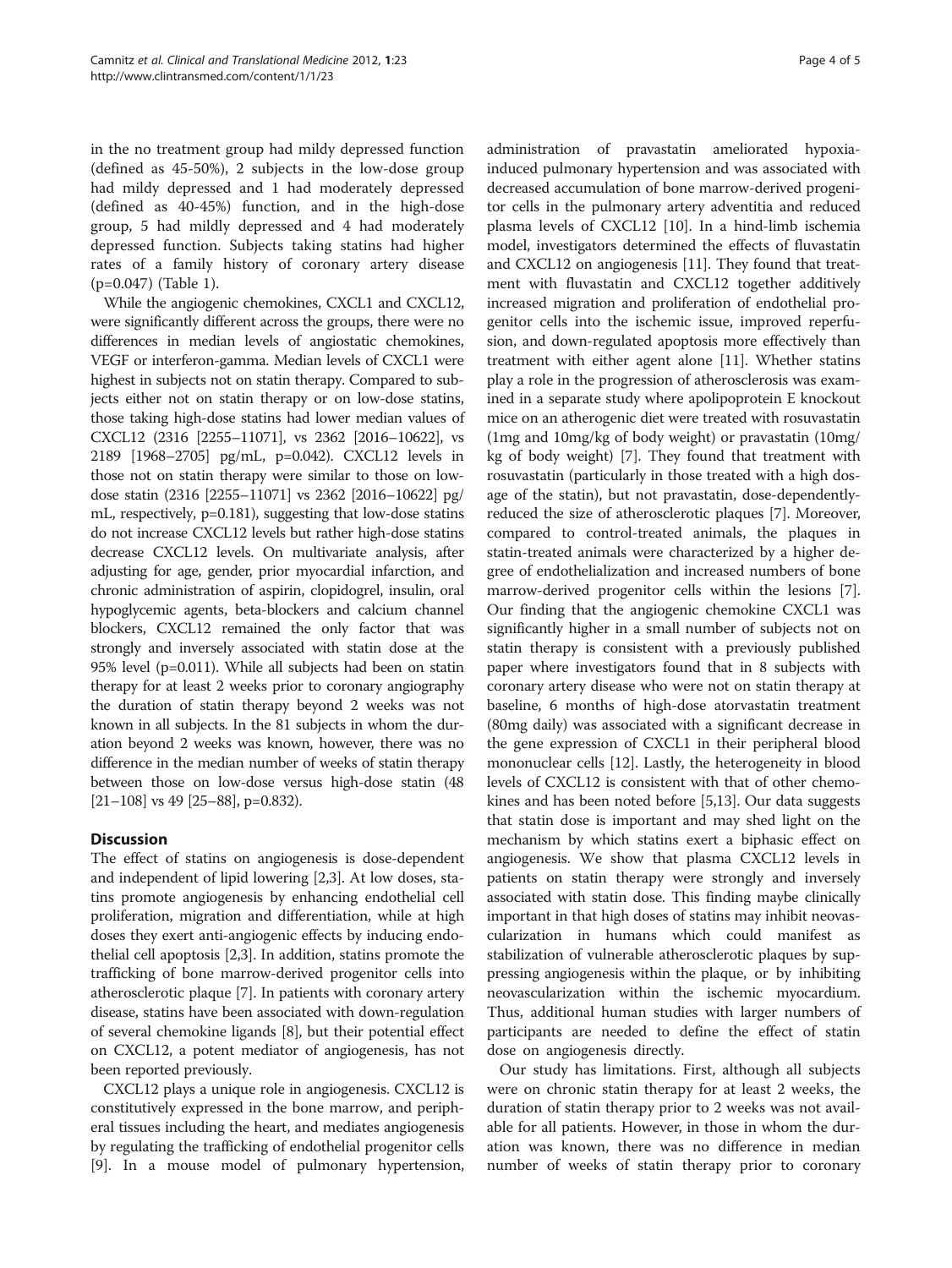in the no treatment group had mildy depressed function (defined as 45-50%), 2 subjects in the low-dose group had mildly depressed and 1 had moderately depressed (defined as 40-45%) function, and in the high-dose group, 5 had mildly depressed and 4 had moderately depressed function. Subjects taking statins had higher rates of a family history of coronary artery disease (p=0.047) (Table 1).

While the angiogenic chemokines, CXCL1 and CXCL12, were significantly different across the groups, there were no differences in median levels of angiostatic chemokines, VEGF or interferon-gamma. Median levels of CXCL1 were highest in subjects not on statin therapy. Compared to subjects either not on statin therapy or on low-dose statins, those taking high-dose statins had lower median values of CXCL12 (2316 [2255–11071], vs 2362 [2016–10622], vs 2189 [1968–2705] pg/mL, p=0.042). CXCL12 levels in those not on statin therapy were similar to those on low-dose statin (2316 [2255–11071] vs 2362 [2016–10622] pg/mL, respectively, p=0.181), suggesting that low-dose statins do not increase CXCL12 levels but rather high-dose statins decrease CXCL12 levels. On multivariate analysis, after adjusting for age, gender, prior myocardial infarction, and chronic administration of aspirin, clopidogrel, insulin, oral hypoglycemic agents, beta-blockers and calcium channel blockers, CXCL12 remained the only factor that was strongly and inversely associated with statin dose at the 95% level (p=0.011). While all subjects had been on statin therapy for at least 2 weeks prior to coronary angiography the duration of statin therapy beyond 2 weeks was not known in all subjects. In the 81 subjects in whom the duration beyond 2 weeks was known, however, there was no difference in the median number of weeks of statin therapy between those on low-dose versus high-dose statin (48 [21–108] vs 49 [25–88], p=0.832).

## Discussion

The effect of statins on angiogenesis is dose-dependent and independent of lipid lowering [2,3]. At low doses, statins promote angiogenesis by enhancing endothelial cell proliferation, migration and differentiation, while at high doses they exert anti-angiogenic effects by inducing endothelial cell apoptosis [2,3]. In addition, statins promote the trafficking of bone marrow-derived progenitor cells into atherosclerotic plaque [7]. In patients with coronary artery disease, statins have been associated with down-regulation of several chemokine ligands [8], but their potential effect on CXCL12, a potent mediator of angiogenesis, has not been reported previously.

CXCL12 plays a unique role in angiogenesis. CXCL12 is constitutively expressed in the bone marrow, and peripheral tissues including the heart, and mediates angiogenesis by regulating the trafficking of endothelial progenitor cells [9]. In a mouse model of pulmonary hypertension, administration of pravastatin ameliorated hypoxia-induced pulmonary hypertension and was associated with decreased accumulation of bone marrow-derived progenitor cells in the pulmonary artery adventitia and reduced plasma levels of CXCL12 [10]. In a hind-limb ischemia model, investigators determined the effects of fluvastatin and CXCL12 on angiogenesis [11]. They found that treatment with fluvastatin and CXCL12 together additively increased migration and proliferation of endothelial progenitor cells into the ischemic issue, improved reperfusion, and down-regulated apoptosis more effectively than treatment with either agent alone [11]. Whether statins play a role in the progression of atherosclerosis was examined in a separate study where apolipoprotein E knockout mice on an atherogenic diet were treated with rosuvastatin (1mg and 10mg/kg of body weight) or pravastatin (10mg/kg of body weight) [7]. They found that treatment with rosuvastatin (particularly in those treated with a high dosage of the statin), but not pravastatin, dose-dependently-reduced the size of atherosclerotic plaques [7]. Moreover, compared to control-treated animals, the plaques in statin-treated animals were characterized by a higher degree of endothelialization and increased numbers of bone marrow-derived progenitor cells within the lesions [7]. Our finding that the angiogenic chemokine CXCL1 was significantly higher in a small number of subjects not on statin therapy is consistent with a previously published paper where investigators found that in 8 subjects with coronary artery disease who were not on statin therapy at baseline, 6 months of high-dose atorvastatin treatment (80mg daily) was associated with a significant decrease in the gene expression of CXCL1 in their peripheral blood mononuclear cells [12]. Lastly, the heterogeneity in blood levels of CXCL12 is consistent with that of other chemokines and has been noted before [5,13]. Our data suggests that statin dose is important and may shed light on the mechanism by which statins exert a biphasic effect on angiogenesis. We show that plasma CXCL12 levels in patients on statin therapy were strongly and inversely associated with statin dose. This finding maybe clinically important in that high doses of statins may inhibit neovascularization in humans which could manifest as stabilization of vulnerable atherosclerotic plaques by suppressing angiogenesis within the plaque, or by inhibiting neovascularization within the ischemic myocardium. Thus, additional human studies with larger numbers of participants are needed to define the effect of statin dose on angiogenesis directly.

Our study has limitations. First, although all subjects were on chronic statin therapy for at least 2 weeks, the duration of statin therapy prior to 2 weeks was not available for all patients. However, in those in whom the duration was known, there was no difference in median number of weeks of statin therapy prior to coronary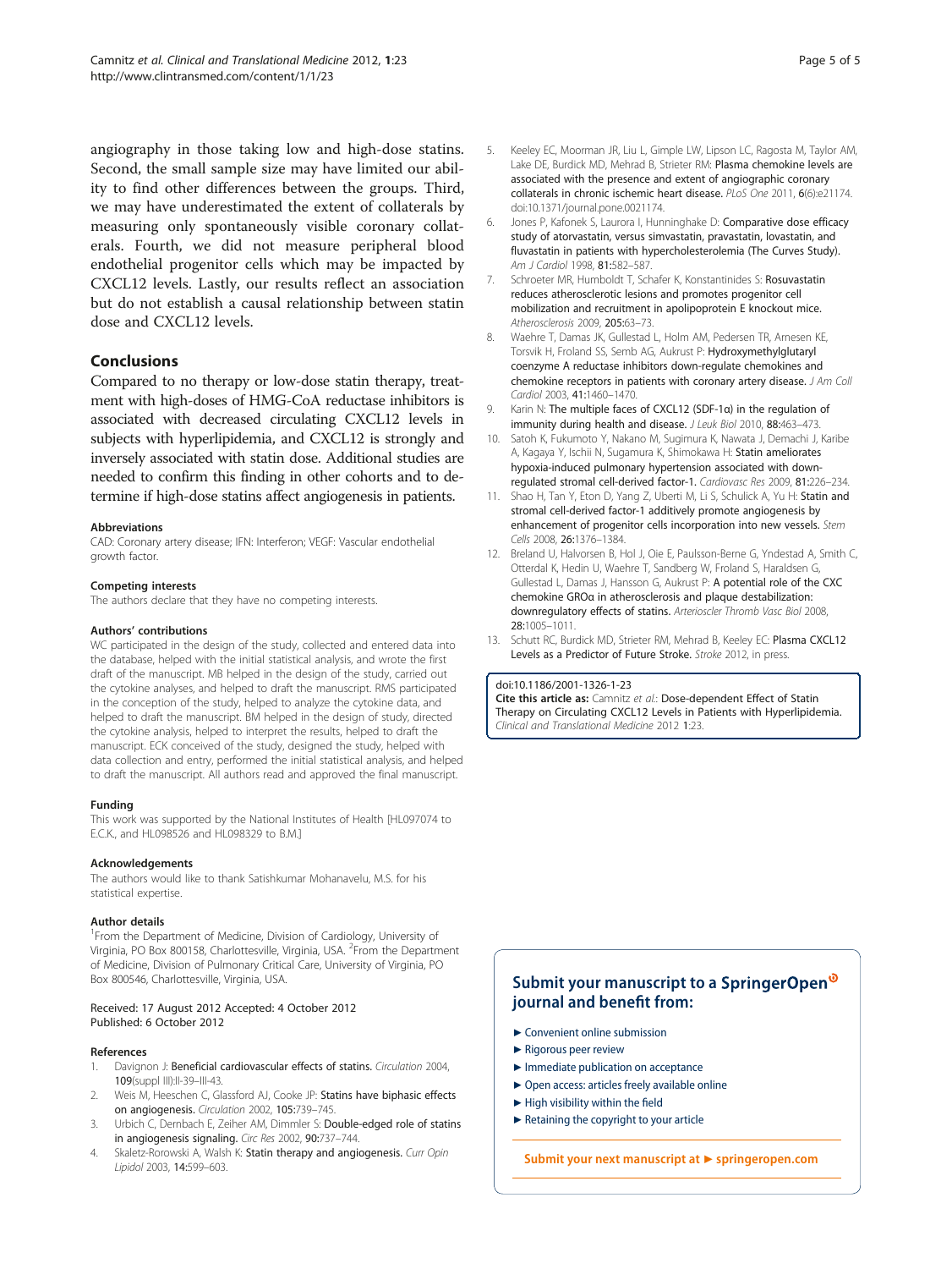angiography in those taking low and high-dose statins. Second, the small sample size may have limited our ability to find other differences between the groups. Third, we may have underestimated the extent of collaterals by measuring only spontaneously visible coronary collaterals. Fourth, we did not measure peripheral blood endothelial progenitor cells which may be impacted by CXCL12 levels. Lastly, our results reflect an association but do not establish a causal relationship between statin dose and CXCL12 levels.

## Conclusions

Compared to no therapy or low-dose statin therapy, treatment with high-doses of HMG-CoA reductase inhibitors is associated with decreased circulating CXCL12 levels in subjects with hyperlipidemia, and CXCL12 is strongly and inversely associated with statin dose. Additional studies are needed to confirm this finding in other cohorts and to determine if high-dose statins affect angiogenesis in patients.

#### Abbreviations

CAD: Coronary artery disease; IFN: Interferon; VEGF: Vascular endothelial growth factor.

#### Competing interests

The authors declare that they have no competing interests.

#### Authors' contributions

WC participated in the design of the study, collected and entered data into the database, helped with the initial statistical analysis, and wrote the first draft of the manuscript. MB helped in the design of the study, carried out the cytokine analyses, and helped to draft the manuscript. RMS participated in the conception of the study, helped to analyze the cytokine data, and helped to draft the manuscript. BM helped in the design of study, directed the cytokine analysis, helped to interpret the results, helped to draft the manuscript. ECK conceived of the study, designed the study, helped with data collection and entry, performed the initial statistical analysis, and helped to draft the manuscript. All authors read and approved the final manuscript.

#### Funding

This work was supported by the National Institutes of Health [HL097074 to E.C.K., and HL098526 and HL098329 to B.M.]

#### Acknowledgements

The authors would like to thank Satishkumar Mohanavelu, M.S. for his statistical expertise.

#### Author details

[1]From the Department of Medicine, Division of Cardiology, University of Virginia, PO Box 800158, Charlottesville, Virginia, USA. [2]From the Department of Medicine, Division of Pulmonary Critical Care, University of Virginia, PO Box 800546, Charlottesville, Virginia, USA.

Received: 17 August 2012 Accepted: 4 October 2012
Published: 6 October 2012

#### References

1. Davignon J: **Beneficial cardiovascular effects of statins.** *Circulation* 2004, **109**(suppl III):II-39–III-43.
2. Weis M, Heeschen C, Glassford AJ, Cooke JP: **Statins have biphasic effects on angiogenesis.** *Circulation* 2002, **105:**739–745.
3. Urbich C, Dernbach E, Zeiher AM, Dimmler S: **Double-edged role of statins in angiogenesis signaling.** *Circ Res* 2002, **90:**737–744.
4. Skaletz-Rorowski A, Walsh K: **Statin therapy and angiogenesis.** *Curr Opin Lipidol* 2003, **14:**599–603.
5. Keeley EC, Moorman JR, Liu L, Gimple LW, Lipson LC, Ragosta M, Taylor AM, Lake DE, Burdick MD, Mehrad B, Strieter RM: **Plasma chemokine levels are associated with the presence and extent of angiographic coronary collaterals in chronic ischemic heart disease.** *PLoS One* 2011, **6**(6):e21174. doi:10.1371/journal.pone.0021174.
6. Jones P, Kafonek S, Laurora I, Hunninghake D: **Comparative dose efficacy study of atorvastatin, versus simvastatin, pravastatin, lovastatin, and fluvastatin in patients with hypercholesterolemia (The Curves Study).** *Am J Cardiol* 1998, **81:**582–587.
7. Schroeter MR, Humboldt T, Schafer K, Konstantinides S: **Rosuvastatin reduces atherosclerotic lesions and promotes progenitor cell mobilization and recruitment in apolipoprotein E knockout mice.** *Atherosclerosis* 2009, **205:**63–73.
8. Waehre T, Damas JK, Gullestad L, Holm AM, Pedersen TR, Arnesen KE, Torsvik H, Froland SS, Semb AG, Aukrust P: **Hydroxymethylglutaryl coenzyme A reductase inhibitors down-regulate chemokines and chemokine receptors in patients with coronary artery disease.** *J Am Coll Cardiol* 2003, **41:**1460–1470.
9. Karin N: **The multiple faces of CXCL12 (SDF-1α) in the regulation of immunity during health and disease.** *J Leuk Biol* 2010, **88:**463–473.
10. Satoh K, Fukumoto Y, Nakano M, Sugimura K, Nawata J, Demachi J, Karibe A, Kagaya Y, Ischii N, Sugamura K, Shimokawa H: **Statin ameliorates hypoxia-induced pulmonary hypertension associated with down-regulated stromal cell-derived factor-1.** *Cardiovasc Res* 2009, **81:**226–234.
11. Shao H, Tan Y, Eton D, Yang Z, Uberti M, Li S, Schulick A, Yu H: **Statin and stromal cell-derived factor-1 additively promote angiogenesis by enhancement of progenitor cells incorporation into new vessels.** *Stem Cells* 2008, **26:**1376–1384.
12. Breland U, Halvorsen B, Hol J, Oie E, Paulsson-Berne G, Yndestad A, Smith C, Otterdal K, Hedin U, Waehre T, Sandberg W, Froland S, Haraldsen G, Gullestad L, Damas J, Hansson G, Aukrust P: **A potential role of the CXC chemokine GROα in atherosclerosis and plaque destabilization: downregulatory effects of statins.** *Arterioscler Thromb Vasc Biol* 2008, **28:**1005–1011.
13. Schutt RC, Burdick MD, Strieter RM, Mehrad B, Keeley EC: **Plasma CXCL12 Levels as a Predictor of Future Stroke.** *Stroke* 2012, in press.

doi:10.1186/2001-1326-1-23
**Cite this article as:** Camnitz *et al.*: Dose-dependent Effect of Statin Therapy on Circulating CXCL12 Levels in Patients with Hyperlipidemia. *Clinical and Translational Medicine* 2012 **1**:23.

**Submit your manuscript to a SpringerOpen journal and benefit from:**

- ► Convenient online submission
- ► Rigorous peer review
- ► Immediate publication on acceptance
- ► Open access: articles freely available online
- ► High visibility within the field
- ► Retaining the copyright to your article

**Submit your next manuscript at ► springeropen.com**